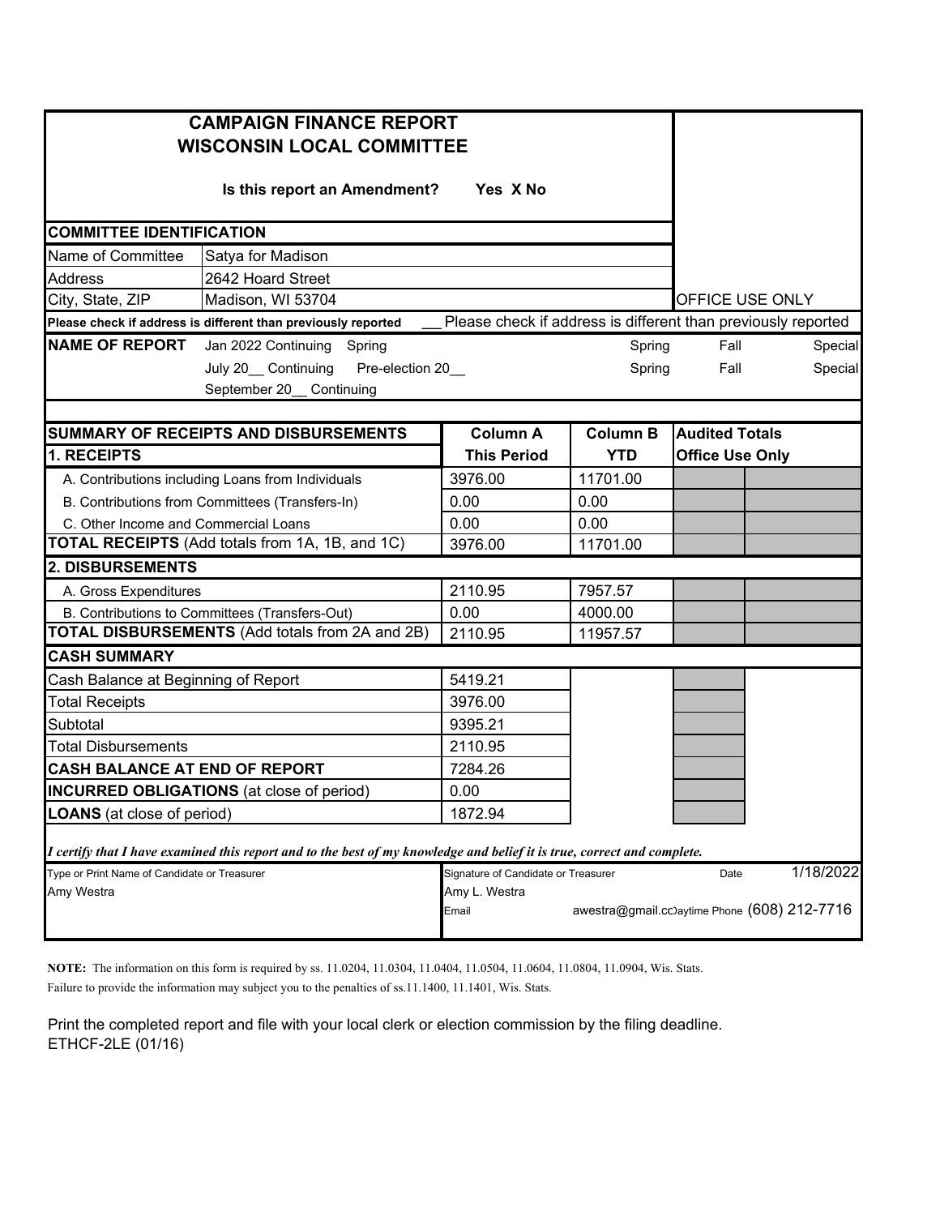# CAMPAIGN FINANCE REPORT
## WISCONSIN LOCAL COMMITTEE

**Is this report an Amendment?** Yes X No

OFFICE USE ONLY

**COMMITTEE IDENTIFICATION**

| | |
|---|---|
| Name of Committee | Satya for Madison |
| Address | 2642 Hoard Street |
| City, State, ZIP | Madison, WI 53704 |

**Please check if address is different than previously reported** __ Please check if address is different than previously reported

**NAME OF REPORT**

Jan 2022 Continuing Spring | Spring | Fall | Special

July 20__ Continuing Pre-election 20__ | Spring | Fall | Special

September 20__ Continuing

| SUMMARY OF RECEIPTS AND DISBURSEMENTS | Column A | Column B | Audited Totals | |
|---|---|---|---|---|
| **1. RECEIPTS** | **This Period** | **YTD** | **Office Use Only** | |
| A. Contributions including Loans from Individuals | 3976.00 | 11701.00 | | |
| B. Contributions from Committees (Transfers-In) | 0.00 | 0.00 | | |
| C. Other Income and Commercial Loans | 0.00 | 0.00 | | |
| **TOTAL RECEIPTS** (Add totals from 1A, 1B, and 1C) | 3976.00 | 11701.00 | | |
| **2. DISBURSEMENTS** | | | | |
| A. Gross Expenditures | 2110.95 | 7957.57 | | |
| B. Contributions to Committees (Transfers-Out) | 0.00 | 4000.00 | | |
| **TOTAL DISBURSEMENTS** (Add totals from 2A and 2B) | 2110.95 | 11957.57 | | |
| **CASH SUMMARY** | | | | |
| Cash Balance at Beginning of Report | 5419.21 | | | |
| Total Receipts | 3976.00 | | | |
| Subtotal | 9395.21 | | | |
| Total Disbursements | 2110.95 | | | |
| **CASH BALANCE AT END OF REPORT** | 7284.26 | | | |
| **INCURRED OBLIGATIONS** (at close of period) | 0.00 | | | |
| **LOANS** (at close of period) | 1872.94 | | | |

***I certify that I have examined this report and to the best of my knowledge and belief it is true, correct and complete.***

| Type or Print Name of Candidate or Treasurer | Signature of Candidate or Treasurer | Date 1/18/2022 |
|---|---|---|
| Amy Westra | Amy L. Westra | |
| | Email awestra@gmail.cc | Daytime Phone (608) 212-7716 |

**NOTE:** The information on this form is required by ss. 11.0204, 11.0304, 11.0404, 11.0504, 11.0604, 11.0804, 11.0904, Wis. Stats. Failure to provide the information may subject you to the penalties of ss.11.1400, 11.1401, Wis. Stats.

Print the completed report and file with your local clerk or election commission by the filing deadline.
ETHCF-2LE (01/16)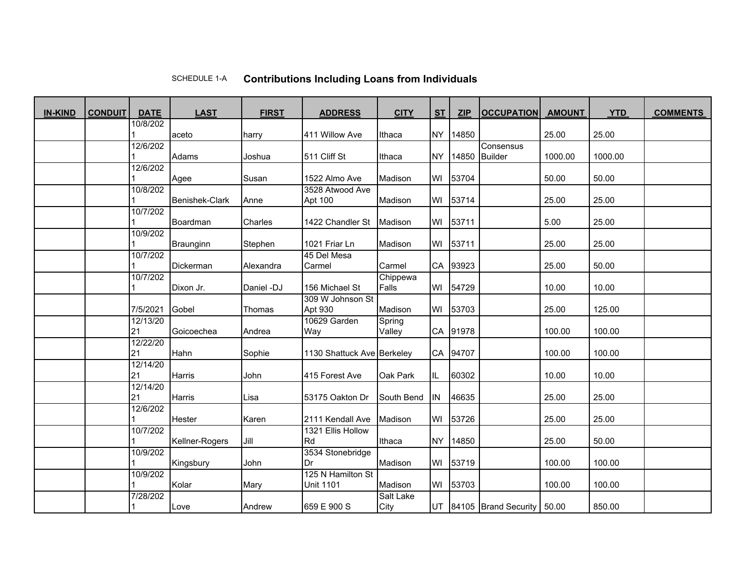SCHEDULE 1-A **Contributions Including Loans from Individuals**

| IN-KIND | CONDUIT | DATE | LAST | FIRST | ADDRESS | CITY | ST | ZIP | OCCUPATION | AMOUNT | YTD | COMMENTS |
|---|---|---|---|---|---|---|---|---|---|---|---|---|
| | | 10/8/2021 | aceto | harry | 411 Willow Ave | Ithaca | NY | 14850 | | 25.00 | 25.00 | |
| | | 12/6/2021 | Adams | Joshua | 511 Cliff St | Ithaca | NY | 14850 | Consensus Builder | 1000.00 | 1000.00 | |
| | | 12/6/2021 | Agee | Susan | 1522 Almo Ave | Madison | WI | 53704 | | 50.00 | 50.00 | |
| | | 10/8/2021 | Benishek-Clark | Anne | 3528 Atwood Ave Apt 100 | Madison | WI | 53714 | | 25.00 | 25.00 | |
| | | 10/7/2021 | Boardman | Charles | 1422 Chandler St | Madison | WI | 53711 | | 5.00 | 25.00 | |
| | | 10/9/2021 | Braunginn | Stephen | 1021 Friar Ln | Madison | WI | 53711 | | 25.00 | 25.00 | |
| | | 10/7/2021 | Dickerman | Alexandra | 45 Del Mesa Carmel | Carmel | CA | 93923 | | 25.00 | 50.00 | |
| | | 10/7/2021 | Dixon Jr. | Daniel -DJ | 156 Michael St | Chippewa Falls | WI | 54729 | | 10.00 | 10.00 | |
| | | 7/5/2021 | Gobel | Thomas | 309 W Johnson St Apt 930 | Madison | WI | 53703 | | 25.00 | 125.00 | |
| | | 12/13/2021 | Goicoechea | Andrea | 10629 Garden Way | Spring Valley | CA | 91978 | | 100.00 | 100.00 | |
| | | 12/22/2021 | Hahn | Sophie | 1130 Shattuck Ave | Berkeley | CA | 94707 | | 100.00 | 100.00 | |
| | | 12/14/2021 | Harris | John | 415 Forest Ave | Oak Park | IL | 60302 | | 10.00 | 10.00 | |
| | | 12/14/2021 | Harris | Lisa | 53175 Oakton Dr | South Bend | IN | 46635 | | 25.00 | 25.00 | |
| | | 12/6/2021 | Hester | Karen | 2111 Kendall Ave | Madison | WI | 53726 | | 25.00 | 25.00 | |
| | | 10/7/2021 | Kellner-Rogers | Jill | 1321 Ellis Hollow Rd | Ithaca | NY | 14850 | | 25.00 | 50.00 | |
| | | 10/9/2021 | Kingsbury | John | 3534 Stonebridge Dr | Madison | WI | 53719 | | 100.00 | 100.00 | |
| | | 10/9/2021 | Kolar | Mary | 125 N Hamilton St Unit 1101 | Madison | WI | 53703 | | 100.00 | 100.00 | |
| | | 7/28/2021 | Love | Andrew | 659 E 900 S | Salt Lake City | UT | 84105 | Brand Security | 50.00 | 850.00 | |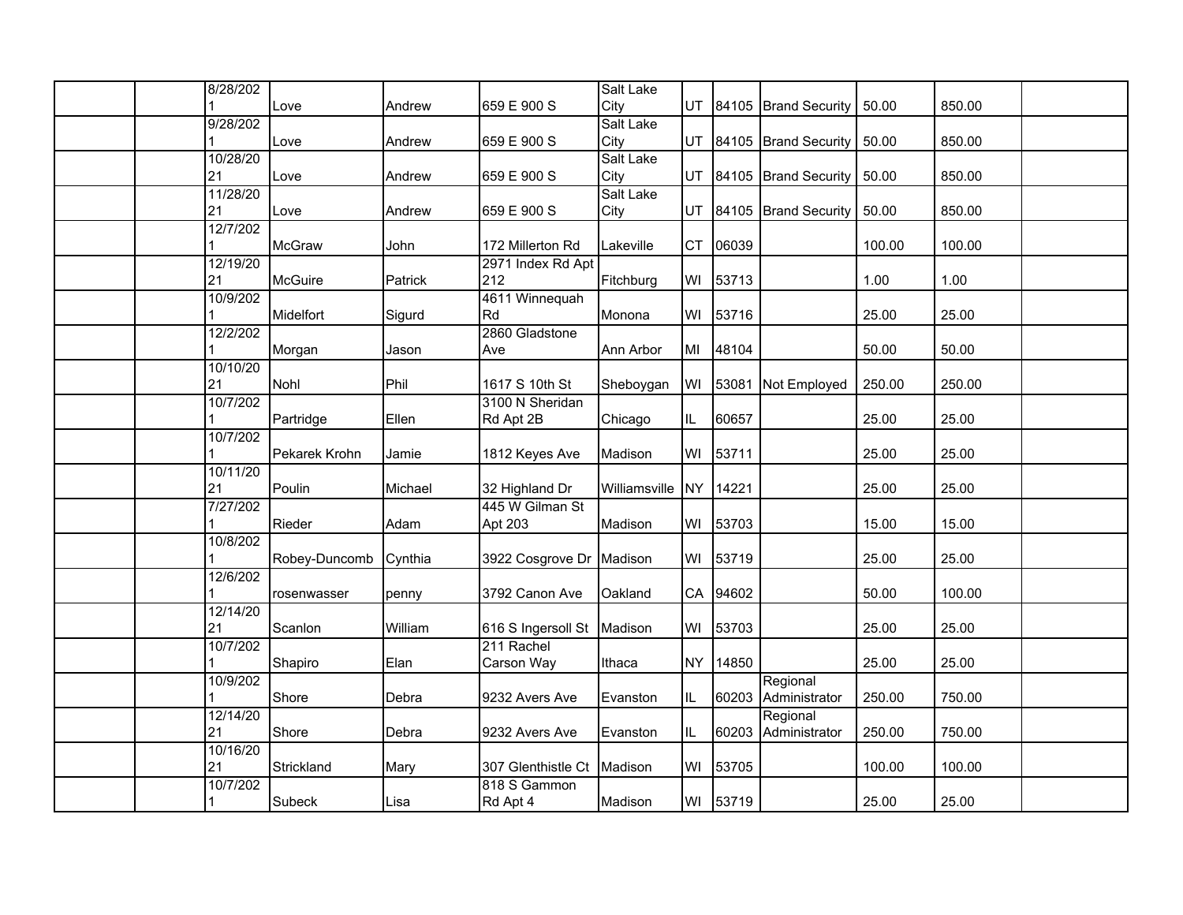| | | | | | | | | | | | |
|---|---|---|---|---|---|---|---|---|---|---|---|
| | | 8/28/2021 | Love | Andrew | 659 E 900 S | Salt Lake City | UT | 84105 | Brand Security | 50.00 | 850.00 | |
| | | 9/28/2021 | Love | Andrew | 659 E 900 S | Salt Lake City | UT | 84105 | Brand Security | 50.00 | 850.00 | |
| | | 10/28/2021 | Love | Andrew | 659 E 900 S | Salt Lake City | UT | 84105 | Brand Security | 50.00 | 850.00 | |
| | | 11/28/2021 | Love | Andrew | 659 E 900 S | Salt Lake City | UT | 84105 | Brand Security | 50.00 | 850.00 | |
| | | 12/7/2021 | McGraw | John | 172 Millerton Rd | Lakeville | CT | 06039 | | 100.00 | 100.00 | |
| | | 12/19/2021 | McGuire | Patrick | 2971 Index Rd Apt 212 | Fitchburg | WI | 53713 | | 1.00 | 1.00 | |
| | | 10/9/2021 | Midelfort | Sigurd | 4611 Winnequah Rd | Monona | WI | 53716 | | 25.00 | 25.00 | |
| | | 12/2/2021 | Morgan | Jason | 2860 Gladstone Ave | Ann Arbor | MI | 48104 | | 50.00 | 50.00 | |
| | | 10/10/2021 | Nohl | Phil | 1617 S 10th St | Sheboygan | WI | 53081 | Not Employed | 250.00 | 250.00 | |
| | | 10/7/2021 | Partridge | Ellen | 3100 N Sheridan Rd Apt 2B | Chicago | IL | 60657 | | 25.00 | 25.00 | |
| | | 10/7/2021 | Pekarek Krohn | Jamie | 1812 Keyes Ave | Madison | WI | 53711 | | 25.00 | 25.00 | |
| | | 10/11/2021 | Poulin | Michael | 32 Highland Dr | Williamsville | NY | 14221 | | 25.00 | 25.00 | |
| | | 7/27/2021 | Rieder | Adam | 445 W Gilman St Apt 203 | Madison | WI | 53703 | | 15.00 | 15.00 | |
| | | 10/8/2021 | Robey-Duncomb | Cynthia | 3922 Cosgrove Dr | Madison | WI | 53719 | | 25.00 | 25.00 | |
| | | 12/6/2021 | rosenwasser | penny | 3792 Canon Ave | Oakland | CA | 94602 | | 50.00 | 100.00 | |
| | | 12/14/2021 | Scanlon | William | 616 S Ingersoll St | Madison | WI | 53703 | | 25.00 | 25.00 | |
| | | 10/7/2021 | Shapiro | Elan | 211 Rachel Carson Way | Ithaca | NY | 14850 | | 25.00 | 25.00 | |
| | | 10/9/2021 | Shore | Debra | 9232 Avers Ave | Evanston | IL | 60203 | Regional Administrator | 250.00 | 750.00 | |
| | | 12/14/2021 | Shore | Debra | 9232 Avers Ave | Evanston | IL | 60203 | Regional Administrator | 250.00 | 750.00 | |
| | | 10/16/2021 | Strickland | Mary | 307 Glenthistle Ct | Madison | WI | 53705 | | 100.00 | 100.00 | |
| | | 10/7/2021 | Subeck | Lisa | 818 S Gammon Rd Apt 4 | Madison | WI | 53719 | | 25.00 | 25.00 | |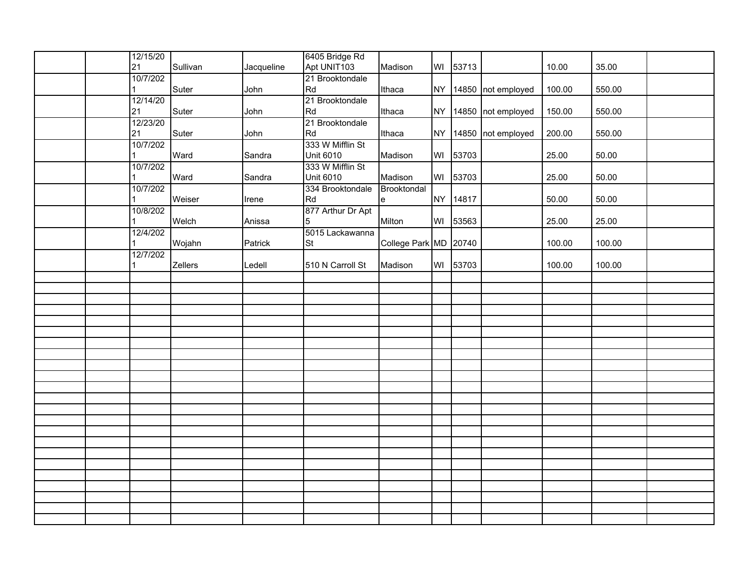| | | | | | | | | | | | | |
|---|---|---|---|---|---|---|---|---|---|---|---|---|
| | | 12/15/2021 | Sullivan | Jacqueline | 6405 Bridge Rd Apt UNIT103 | Madison | WI | 53713 | | 10.00 | 35.00 | |
| | | 10/7/2021 | Suter | John | 21 Brooktondale Rd | Ithaca | NY | 14850 | not employed | 100.00 | 550.00 | |
| | | 12/14/2021 | Suter | John | 21 Brooktondale Rd | Ithaca | NY | 14850 | not employed | 150.00 | 550.00 | |
| | | 12/23/2021 | Suter | John | 21 Brooktondale Rd | Ithaca | NY | 14850 | not employed | 200.00 | 550.00 | |
| | | 10/7/2021 | Ward | Sandra | 333 W Mifflin St Unit 6010 | Madison | WI | 53703 | | 25.00 | 50.00 | |
| | | 10/7/2021 | Ward | Sandra | 333 W Mifflin St Unit 6010 | Madison | WI | 53703 | | 25.00 | 50.00 | |
| | | 10/7/2021 | Weiser | Irene | 334 Brooktondale Rd | Brooktondale | NY | 14817 | | 50.00 | 50.00 | |
| | | 10/8/2021 | Welch | Anissa | 877 Arthur Dr Apt 5 | Milton | WI | 53563 | | 25.00 | 25.00 | |
| | | 12/4/2021 | Wojahn | Patrick | 5015 Lackawanna St | College Park | MD | 20740 | | 100.00 | 100.00 | |
| | | 12/7/2021 | Zellers | Ledell | 510 N Carroll St | Madison | WI | 53703 | | 100.00 | 100.00 | |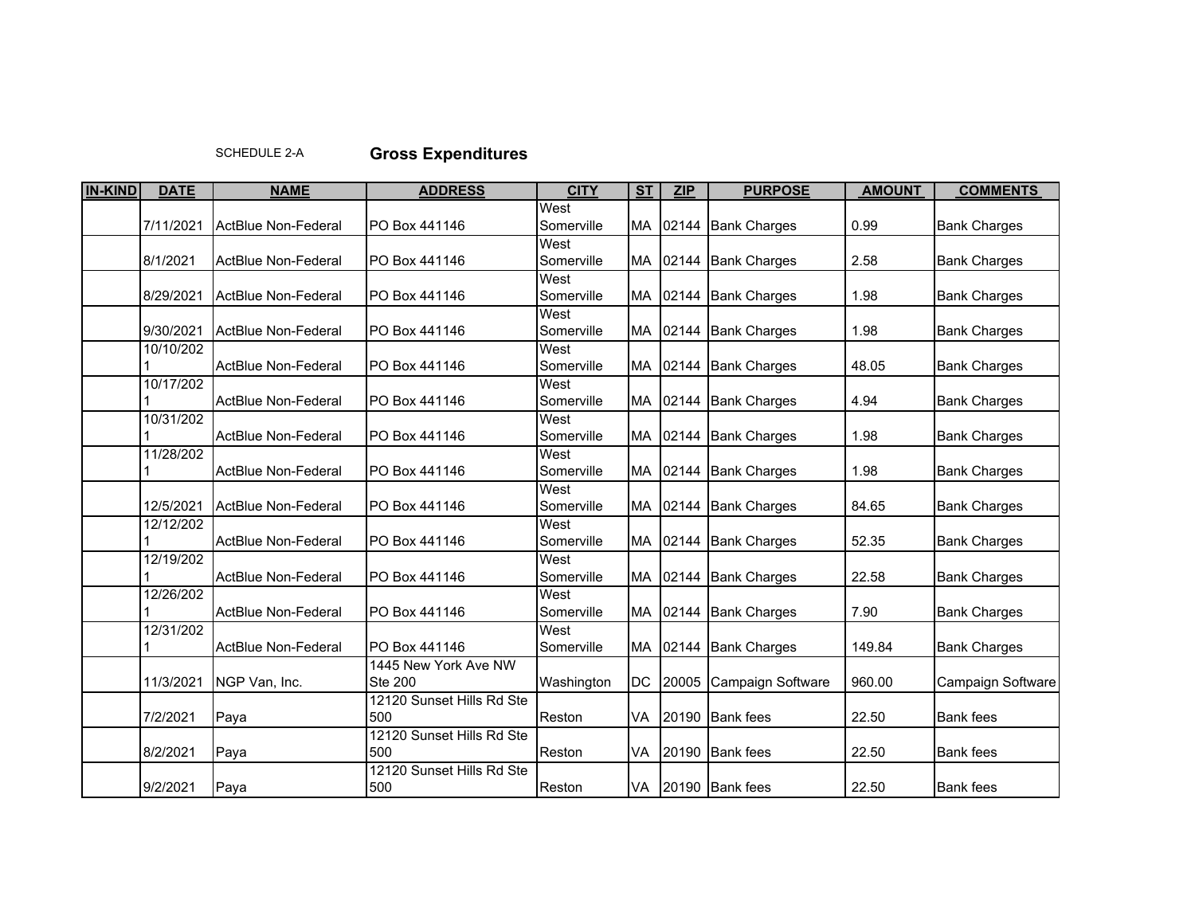SCHEDULE 2-A **Gross Expenditures**

| IN-KIND | DATE | NAME | ADDRESS | CITY | ST | ZIP | PURPOSE | AMOUNT | COMMENTS |
|---|---|---|---|---|---|---|---|---|---|
| | 7/11/2021 | ActBlue Non-Federal | PO Box 441146 | West Somerville | MA | 02144 | Bank Charges | 0.99 | Bank Charges |
| | 8/1/2021 | ActBlue Non-Federal | PO Box 441146 | West Somerville | MA | 02144 | Bank Charges | 2.58 | Bank Charges |
| | 8/29/2021 | ActBlue Non-Federal | PO Box 441146 | West Somerville | MA | 02144 | Bank Charges | 1.98 | Bank Charges |
| | 9/30/2021 | ActBlue Non-Federal | PO Box 441146 | West Somerville | MA | 02144 | Bank Charges | 1.98 | Bank Charges |
| | 10/10/2021 | ActBlue Non-Federal | PO Box 441146 | West Somerville | MA | 02144 | Bank Charges | 48.05 | Bank Charges |
| | 10/17/2021 | ActBlue Non-Federal | PO Box 441146 | West Somerville | MA | 02144 | Bank Charges | 4.94 | Bank Charges |
| | 10/31/2021 | ActBlue Non-Federal | PO Box 441146 | West Somerville | MA | 02144 | Bank Charges | 1.98 | Bank Charges |
| | 11/28/2021 | ActBlue Non-Federal | PO Box 441146 | West Somerville | MA | 02144 | Bank Charges | 1.98 | Bank Charges |
| | 12/5/2021 | ActBlue Non-Federal | PO Box 441146 | West Somerville | MA | 02144 | Bank Charges | 84.65 | Bank Charges |
| | 12/12/2021 | ActBlue Non-Federal | PO Box 441146 | West Somerville | MA | 02144 | Bank Charges | 52.35 | Bank Charges |
| | 12/19/2021 | ActBlue Non-Federal | PO Box 441146 | West Somerville | MA | 02144 | Bank Charges | 22.58 | Bank Charges |
| | 12/26/2021 | ActBlue Non-Federal | PO Box 441146 | West Somerville | MA | 02144 | Bank Charges | 7.90 | Bank Charges |
| | 12/31/2021 | ActBlue Non-Federal | PO Box 441146 | West Somerville | MA | 02144 | Bank Charges | 149.84 | Bank Charges |
| | 11/3/2021 | NGP Van, Inc. | 1445 New York Ave NW Ste 200 | Washington | DC | 20005 | Campaign Software | 960.00 | Campaign Software |
| | 7/2/2021 | Paya | 12120 Sunset Hills Rd Ste 500 | Reston | VA | 20190 | Bank fees | 22.50 | Bank fees |
| | 8/2/2021 | Paya | 12120 Sunset Hills Rd Ste 500 | Reston | VA | 20190 | Bank fees | 22.50 | Bank fees |
| | 9/2/2021 | Paya | 12120 Sunset Hills Rd Ste 500 | Reston | VA | 20190 | Bank fees | 22.50 | Bank fees |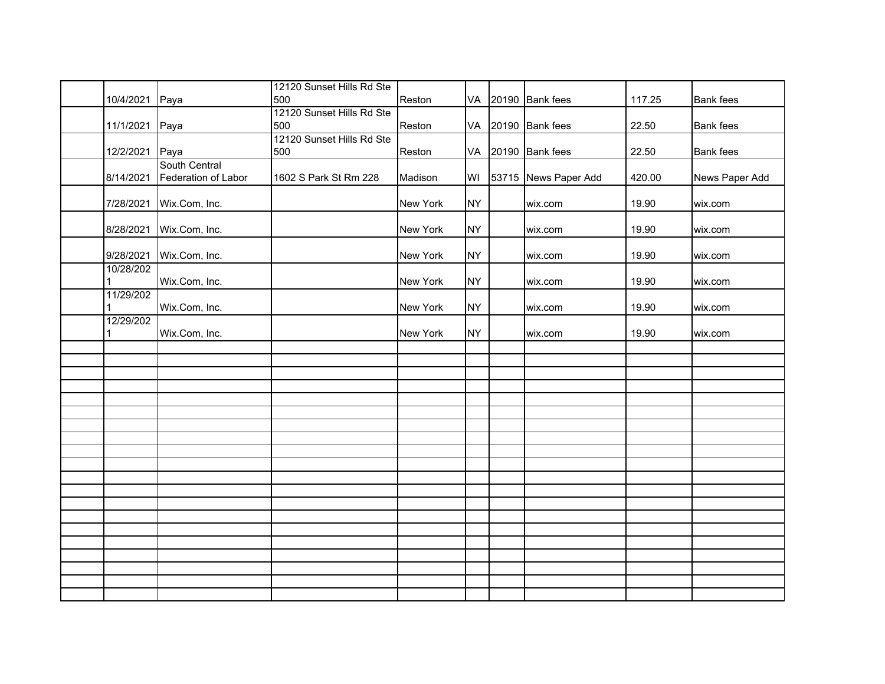| | | | | | | | | | |
|---|---|---|---|---|---|---|---|---|---|
| | 10/4/2021 | Paya | 12120 Sunset Hills Rd Ste 500 | Reston | VA | 20190 | Bank fees | 117.25 | Bank fees |
| | 11/1/2021 | Paya | 12120 Sunset Hills Rd Ste 500 | Reston | VA | 20190 | Bank fees | 22.50 | Bank fees |
| | 12/2/2021 | Paya | 12120 Sunset Hills Rd Ste 500 | Reston | VA | 20190 | Bank fees | 22.50 | Bank fees |
| | 8/14/2021 | South Central Federation of Labor | 1602 S Park St Rm 228 | Madison | WI | 53715 | News Paper Add | 420.00 | News Paper Add |
| | 7/28/2021 | Wix.Com, Inc. | | New York | NY | | wix.com | 19.90 | wix.com |
| | 8/28/2021 | Wix.Com, Inc. | | New York | NY | | wix.com | 19.90 | wix.com |
| | 9/28/2021 | Wix.Com, Inc. | | New York | NY | | wix.com | 19.90 | wix.com |
| | 10/28/2021 | Wix.Com, Inc. | | New York | NY | | wix.com | 19.90 | wix.com |
| | 11/29/2021 | Wix.Com, Inc. | | New York | NY | | wix.com | 19.90 | wix.com |
| | 12/29/2021 | Wix.Com, Inc. | | New York | NY | | wix.com | 19.90 | wix.com |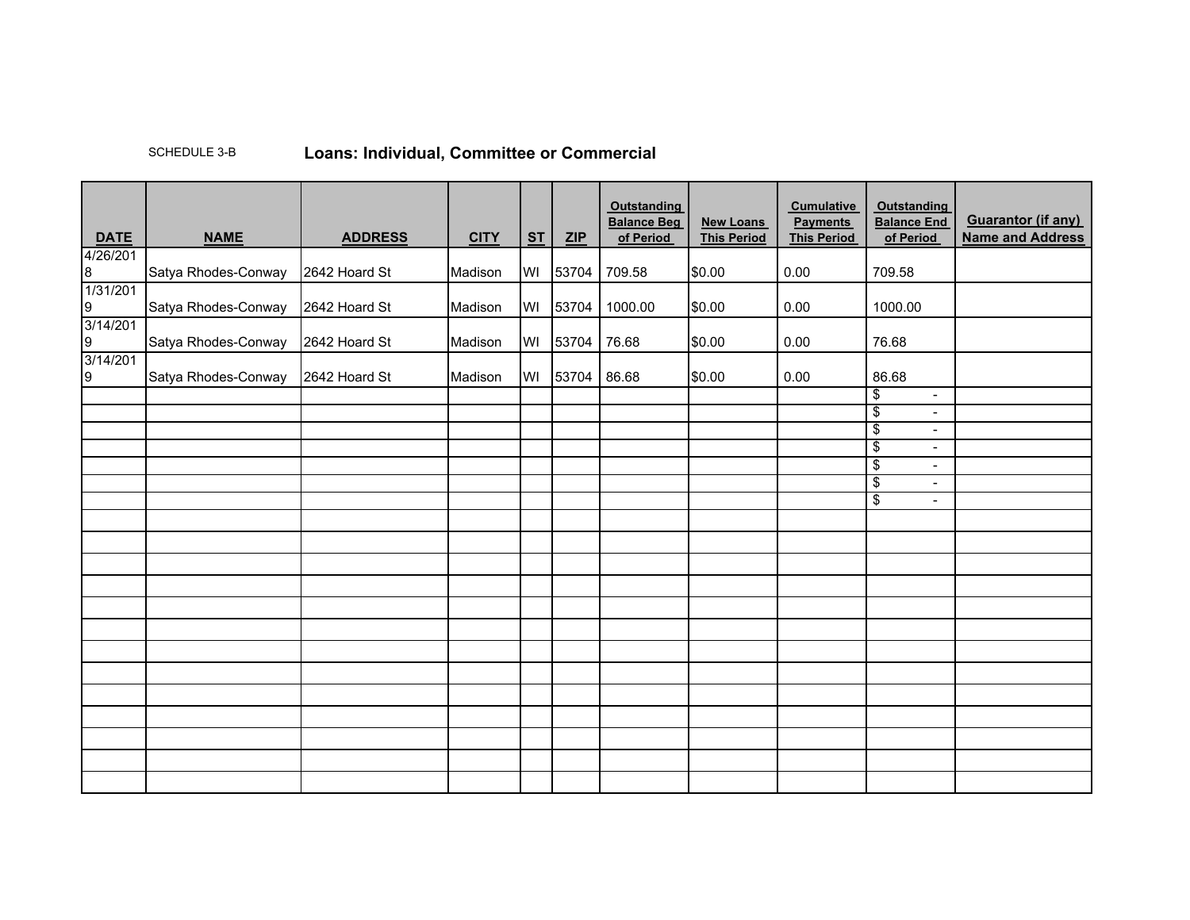SCHEDULE 3-B

## Loans: Individual, Committee or Commercial

| DATE | NAME | ADDRESS | CITY | ST | ZIP | Outstanding Balance Beg of Period | New Loans This Period | Cumulative Payments This Period | Outstanding Balance End of Period | Guarantor (if any) Name and Address |
|---|---|---|---|---|---|---|---|---|---|---|
| 4/26/2018 | Satya Rhodes-Conway | 2642 Hoard St | Madison | WI | 53704 | 709.58 | $0.00 | 0.00 | 709.58 | |
| 1/31/2019 | Satya Rhodes-Conway | 2642 Hoard St | Madison | WI | 53704 | 1000.00 | $0.00 | 0.00 | 1000.00 | |
| 3/14/2019 | Satya Rhodes-Conway | 2642 Hoard St | Madison | WI | 53704 | 76.68 | $0.00 | 0.00 | 76.68 | |
| 3/14/2019 | Satya Rhodes-Conway | 2642 Hoard St | Madison | WI | 53704 | 86.68 | $0.00 | 0.00 | 86.68 | |
| | | | | | | | | | $ - | |
| | | | | | | | | | $ - | |
| | | | | | | | | | $ - | |
| | | | | | | | | | $ - | |
| | | | | | | | | | $ - | |
| | | | | | | | | | $ - | |
| | | | | | | | | | $ - | |